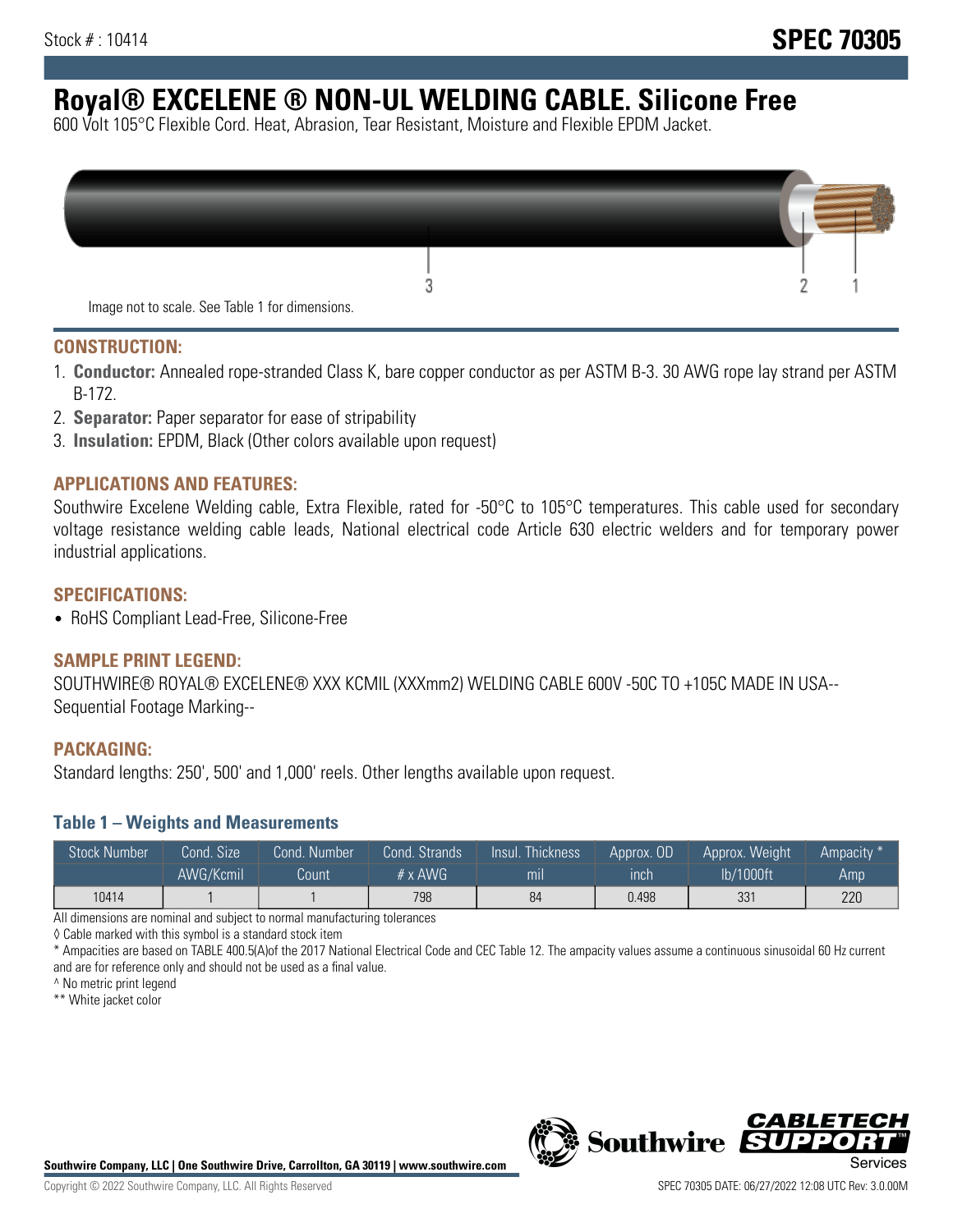Stock # : 10414

**SPEC 70305**

# Royal® EXCELENE ® NON-UL WELDING CABLE. Silicone Free

600 Volt 105°C Flexible Cord. Heat, Abrasion, Tear Resistant, Moisture and Flexible EPDM Jacket.

3 2 1

Image not to scale. See Table 1 for dimensions.

## CONSTRUCTION:

1. **Conductor:** Annealed rope-stranded Class K, bare copper conductor as per ASTM B-3. 30 AWG rope lay strand per ASTM B-172.
2. **Separator:** Paper separator for ease of stripability
3. **Insulation:** EPDM, Black (Other colors available upon request)

## APPLICATIONS AND FEATURES:

Southwire Excelene Welding cable, Extra Flexible, rated for -50°C to 105°C temperatures. This cable used for secondary voltage resistance welding cable leads, National electrical code Article 630 electric welders and for temporary power industrial applications.

## SPECIFICATIONS:

- RoHS Compliant Lead-Free, Silicone-Free

## SAMPLE PRINT LEGEND:

SOUTHWIRE® ROYAL® EXCELENE® XXX KCMIL (XXXmm2) WELDING CABLE 600V -50C TO +105C MADE IN USA--Sequential Footage Marking--

## PACKAGING:

Standard lengths: 250', 500' and 1,000' reels. Other lengths available upon request.

### Table 1 – Weights and Measurements

| Stock Number | Cond. Size | Cond. Number | Cond. Strands | Insul. Thickness | Approx. OD | Approx. Weight | Ampacity * |
|---|---|---|---|---|---|---|---|
| | AWG/Kcmil | Count | # x AWG | mil | inch | lb/1000ft | Amp |
| 10414 | 1 | 1 | 798 | 84 | 0.498 | 331 | 220 |

All dimensions are nominal and subject to normal manufacturing tolerances

◊ Cable marked with this symbol is a standard stock item

* Ampacities are based on TABLE 400.5(A)of the 2017 National Electrical Code and CEC Table 12. The ampacity values assume a continuous sinusoidal 60 Hz current and are for reference only and should not be used as a final value.

^ No metric print legend

** White jacket color

**Southwire Company, LLC | One Southwire Drive, Carrollton, GA 30119 | www.southwire.com**

Copyright © 2022 Southwire Company, LLC. All Rights Reserved

SPEC 70305 DATE: 06/27/2022 12:08 UTC Rev: 3.0.00M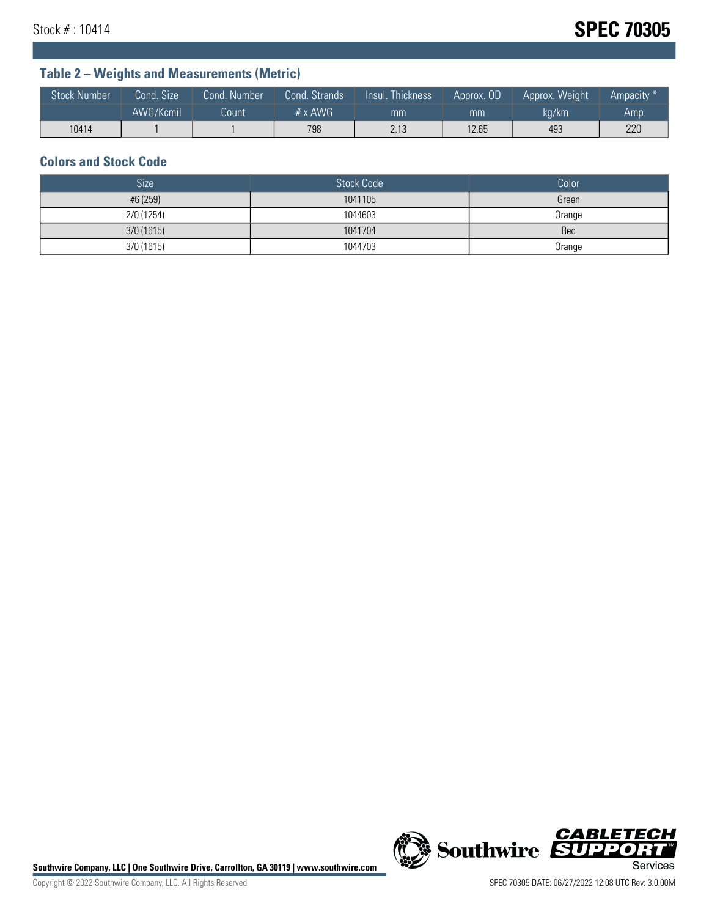## Table 2 – Weights and Measurements (Metric)

| Stock Number | Cond. Size | Cond. Number | Cond. Strands | Insul. Thickness | Approx. OD | Approx. Weight | Ampacity * |
|---|---|---|---|---|---|---|---|
| | AWG/Kcmil | Count | # x AWG | mm | mm | kg/km | Amp |
| 10414 | 1 | 1 | 798 | 2.13 | 12.65 | 493 | 220 |

## Colors and Stock Code

| Size | Stock Code | Color |
|---|---|---|
| #6 (259) | 1041105 | Green |
| 2/0 (1254) | 1044603 | Orange |
| 3/0 (1615) | 1041704 | Red |
| 3/0 (1615) | 1044703 | Orange |

**Southwire Company, LLC | One Southwire Drive, Carrollton, GA 30119 | www.southwire.com**

Copyright © 2022 Southwire Company, LLC. All Rights Reserved

SPEC 70305 DATE: 06/27/2022 12:08 UTC Rev: 3.0.00M